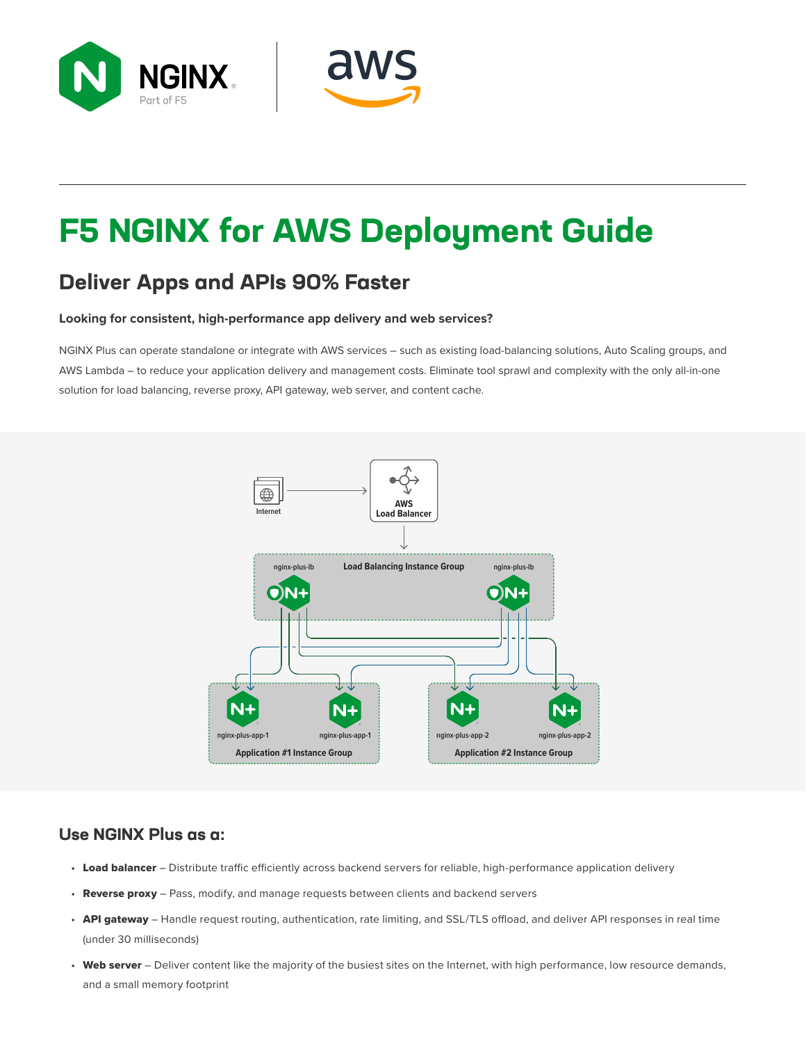# F5 NGINX for AWS Deployment Guide

## Deliver Apps and APIs 90% Faster

**Looking for consistent, high-performance app delivery and web services?**

NGINX Plus can operate standalone or integrate with AWS services – such as existing load-balancing solutions, Auto Scaling groups, and AWS Lambda – to reduce your application delivery and management costs. Eliminate tool sprawl and complexity with the only all-in-one solution for load balancing, reverse proxy, API gateway, web server, and content cache.

Internet

AWS Load Balancer

Load Balancing Instance Group

nginx-plus-lb

nginx-plus-lb

nginx-plus-app-1

nginx-plus-app-1

Application #1 Instance Group

nginx-plus-app-2

nginx-plus-app-2

Application #2 Instance Group

## Use NGINX Plus as a:

- **Load balancer** – Distribute traffic efficiently across backend servers for reliable, high-performance application delivery
- **Reverse proxy** – Pass, modify, and manage requests between clients and backend servers
- **API gateway** – Handle request routing, authentication, rate limiting, and SSL/TLS offload, and deliver API responses in real time (under 30 milliseconds)
- **Web server** – Deliver content like the majority of the busiest sites on the Internet, with high performance, low resource demands, and a small memory footprint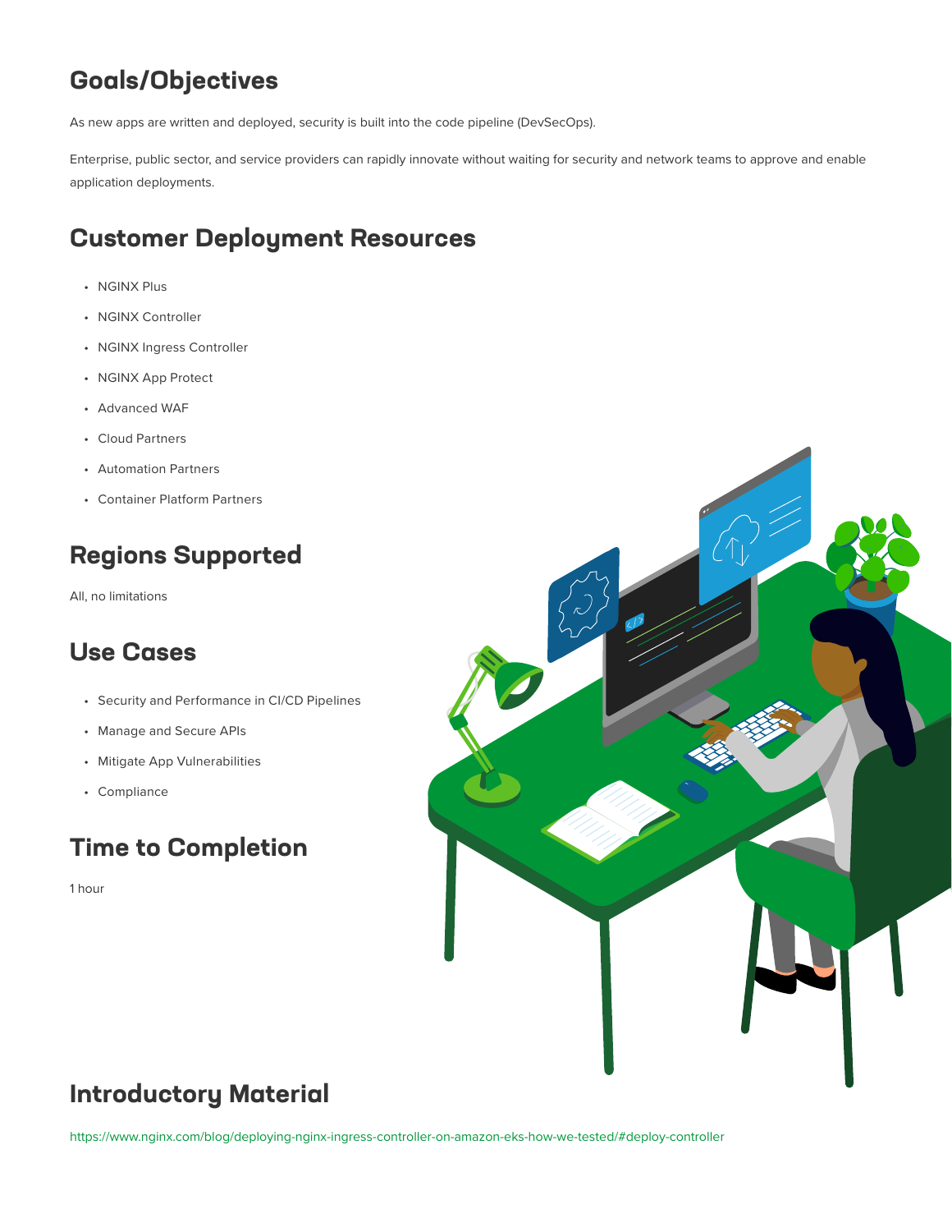## Goals/Objectives

As new apps are written and deployed, security is built into the code pipeline (DevSecOps).

Enterprise, public sector, and service providers can rapidly innovate without waiting for security and network teams to approve and enable application deployments.

## Customer Deployment Resources

- NGINX Plus
- NGINX Controller
- NGINX Ingress Controller
- NGINX App Protect
- Advanced WAF
- Cloud Partners
- Automation Partners
- Container Platform Partners

## Regions Supported

All, no limitations

## Use Cases

- Security and Performance in CI/CD Pipelines
- Manage and Secure APIs
- Mitigate App Vulnerabilities
- Compliance

## Time to Completion

1 hour

## Introductory Material

https://www.nginx.com/blog/deploying-nginx-ingress-controller-on-amazon-eks-how-we-tested/#deploy-controller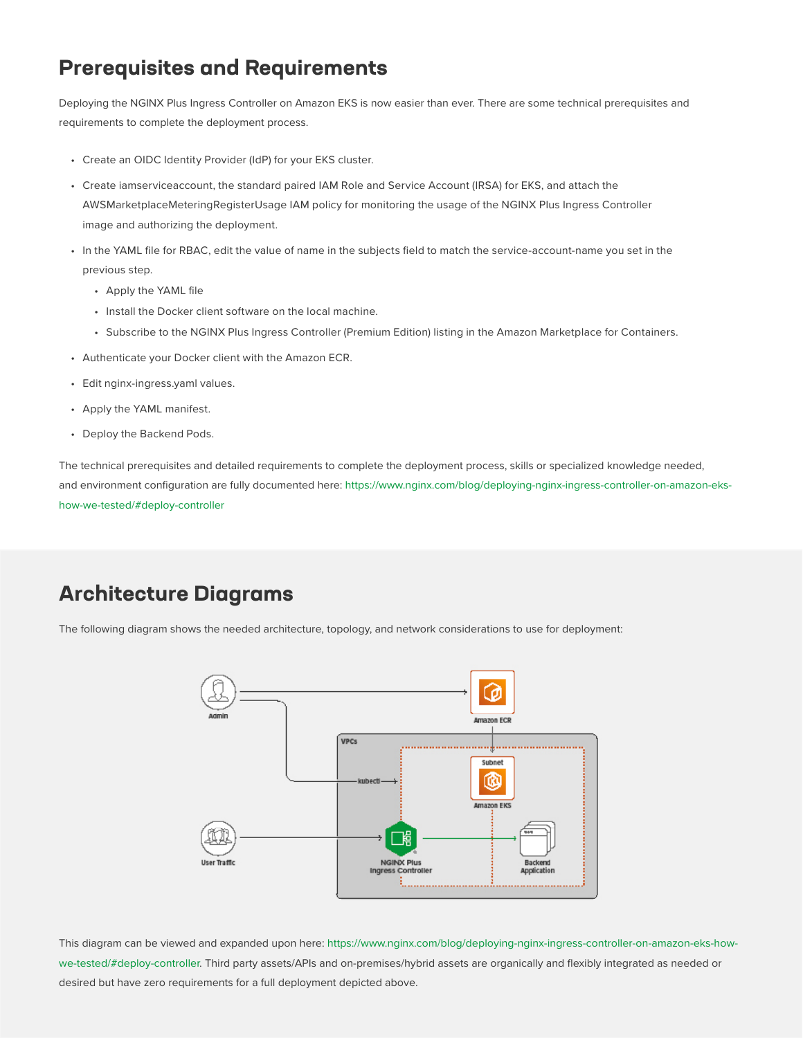## Prerequisites and Requirements

Deploying the NGINX Plus Ingress Controller on Amazon EKS is now easier than ever. There are some technical prerequisites and requirements to complete the deployment process.

- Create an OIDC Identity Provider (IdP) for your EKS cluster.
- Create iamserviceaccount, the standard paired IAM Role and Service Account (IRSA) for EKS, and attach the AWSMarketplaceMeteringRegisterUsage IAM policy for monitoring the usage of the NGINX Plus Ingress Controller image and authorizing the deployment.
- In the YAML file for RBAC, edit the value of name in the subjects field to match the service-account-name you set in the previous step.
  - Apply the YAML file
  - Install the Docker client software on the local machine.
  - Subscribe to the NGINX Plus Ingress Controller (Premium Edition) listing in the Amazon Marketplace for Containers.
- Authenticate your Docker client with the Amazon ECR.
- Edit nginx-ingress.yaml values.
- Apply the YAML manifest.
- Deploy the Backend Pods.

The technical prerequisites and detailed requirements to complete the deployment process, skills or specialized knowledge needed, and environment configuration are fully documented here: https://www.nginx.com/blog/deploying-nginx-ingress-controller-on-amazon-eks-how-we-tested/#deploy-controller

## Architecture Diagrams

The following diagram shows the needed architecture, topology, and network considerations to use for deployment:

This diagram can be viewed and expanded upon here: https://www.nginx.com/blog/deploying-nginx-ingress-controller-on-amazon-eks-how-we-tested/#deploy-controller. Third party assets/APIs and on-premises/hybrid assets are organically and flexibly integrated as needed or desired but have zero requirements for a full deployment depicted above.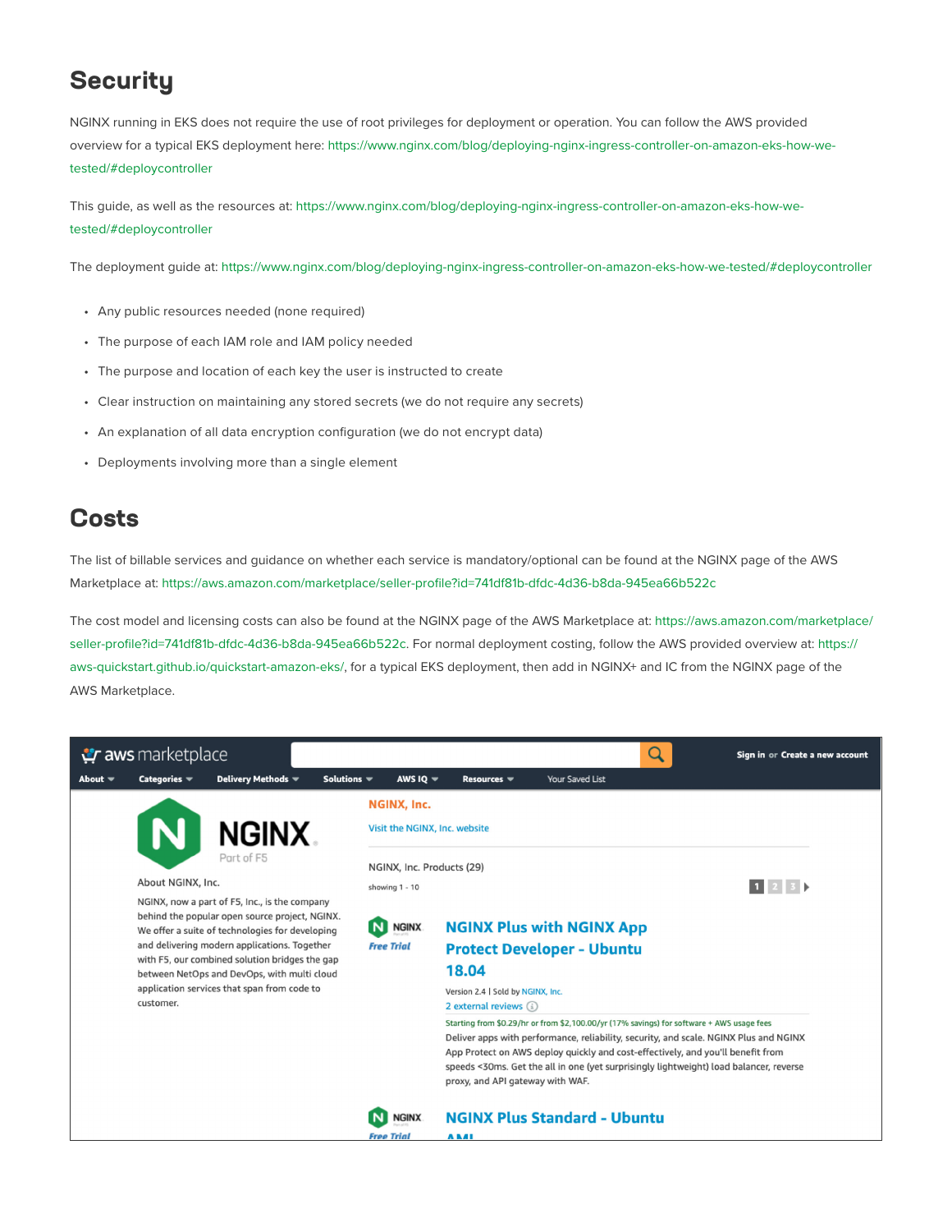## Security

NGINX running in EKS does not require the use of root privileges for deployment or operation. You can follow the AWS provided overview for a typical EKS deployment here: https://www.nginx.com/blog/deploying-nginx-ingress-controller-on-amazon-eks-how-we-tested/#deploycontroller

This guide, as well as the resources at: https://www.nginx.com/blog/deploying-nginx-ingress-controller-on-amazon-eks-how-we-tested/#deploycontroller

The deployment guide at: https://www.nginx.com/blog/deploying-nginx-ingress-controller-on-amazon-eks-how-we-tested/#deploycontroller

- Any public resources needed (none required)
- The purpose of each IAM role and IAM policy needed
- The purpose and location of each key the user is instructed to create
- Clear instruction on maintaining any stored secrets (we do not require any secrets)
- An explanation of all data encryption configuration (we do not encrypt data)
- Deployments involving more than a single element

## Costs

The list of billable services and guidance on whether each service is mandatory/optional can be found at the NGINX page of the AWS Marketplace at: https://aws.amazon.com/marketplace/seller-profile?id=741df81b-dfdc-4d36-b8da-945ea66b522c

The cost model and licensing costs can also be found at the NGINX page of the AWS Marketplace at: https://aws.amazon.com/marketplace/seller-profile?id=741df81b-dfdc-4d36-b8da-945ea66b522c. For normal deployment costing, follow the AWS provided overview at: https://aws-quickstart.github.io/quickstart-amazon-eks/, for a typical EKS deployment, then add in NGINX+ and IC from the NGINX page of the AWS Marketplace.

aws marketplace

Sign in or Create a new account

About | Categories | Delivery Methods | Solutions | AWS IQ | Resources | Your Saved List

NGINX Part of F5

About NGINX, Inc.

NGINX, now a part of F5, Inc., is the company behind the popular open source project, NGINX. We offer a suite of technologies for developing and delivering modern applications. Together with F5, our combined solution bridges the gap between NetOps and DevOps, with multi cloud application services that span from code to customer.

NGINX, Inc.

Visit the NGINX, Inc. website

NGINX, Inc. Products (29)

showing 1 - 10

1 2 3

NGINX Free Trial

NGINX Plus with NGINX App Protect Developer - Ubuntu 18.04

Version 2.4 | Sold by NGINX, Inc.

2 external reviews

Starting from $0.29/hr or from $2,100.00/yr (17% savings) for software + AWS usage fees

Deliver apps with performance, reliability, security, and scale. NGINX Plus and NGINX App Protect on AWS deploy quickly and cost-effectively, and you'll benefit from speeds <30ms. Get the all in one (yet surprisingly lightweight) load balancer, reverse proxy, and API gateway with WAF.

NGINX Free Trial

NGINX Plus Standard - Ubuntu AMI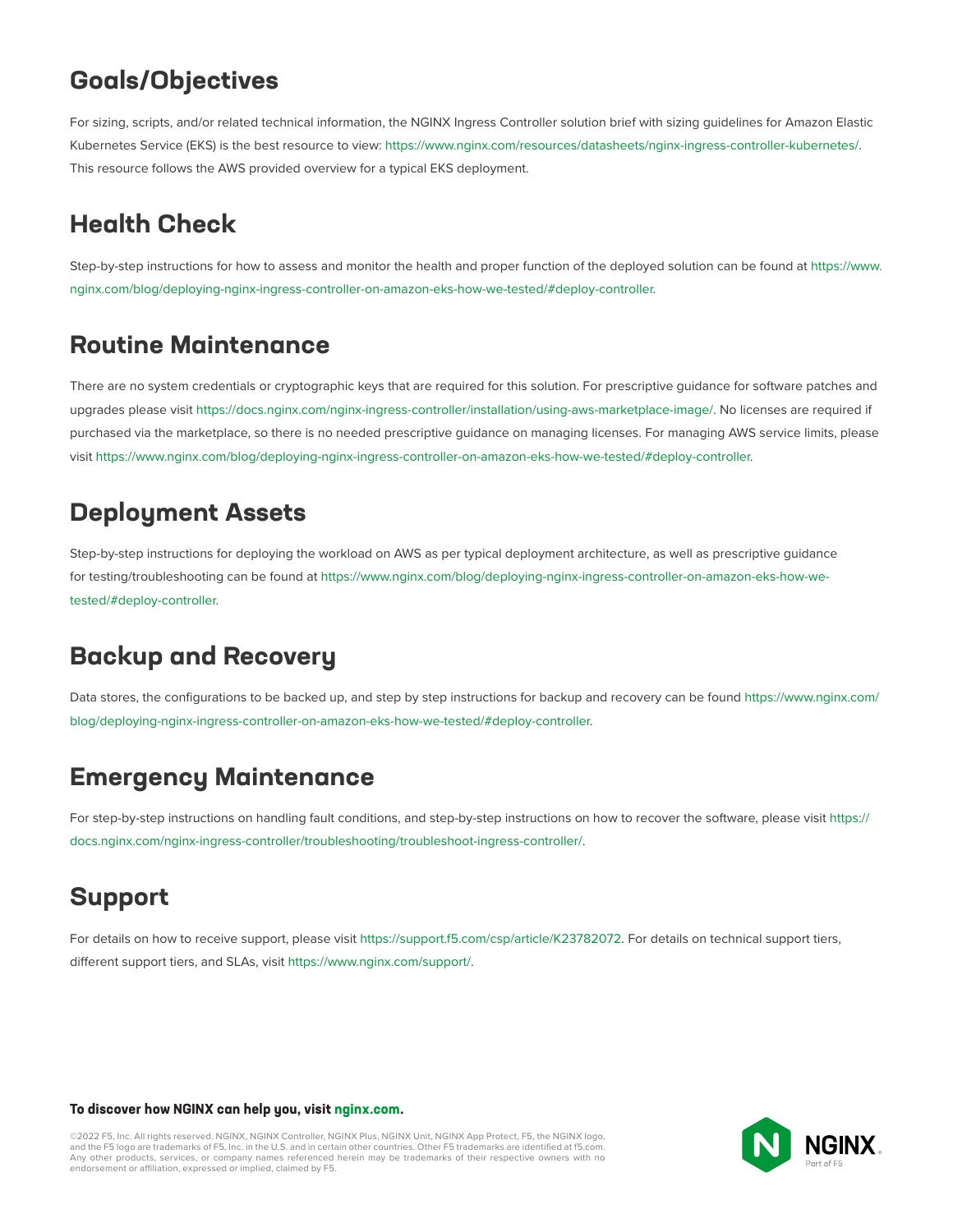## Goals/Objectives

For sizing, scripts, and/or related technical information, the NGINX Ingress Controller solution brief with sizing guidelines for Amazon Elastic Kubernetes Service (EKS) is the best resource to view: https://www.nginx.com/resources/datasheets/nginx-ingress-controller-kubernetes/. This resource follows the AWS provided overview for a typical EKS deployment.

## Health Check

Step-by-step instructions for how to assess and monitor the health and proper function of the deployed solution can be found at https://www.nginx.com/blog/deploying-nginx-ingress-controller-on-amazon-eks-how-we-tested/#deploy-controller.

## Routine Maintenance

There are no system credentials or cryptographic keys that are required for this solution. For prescriptive guidance for software patches and upgrades please visit https://docs.nginx.com/nginx-ingress-controller/installation/using-aws-marketplace-image/. No licenses are required if purchased via the marketplace, so there is no needed prescriptive guidance on managing licenses. For managing AWS service limits, please visit https://www.nginx.com/blog/deploying-nginx-ingress-controller-on-amazon-eks-how-we-tested/#deploy-controller.

## Deployment Assets

Step-by-step instructions for deploying the workload on AWS as per typical deployment architecture, as well as prescriptive guidance for testing/troubleshooting can be found at https://www.nginx.com/blog/deploying-nginx-ingress-controller-on-amazon-eks-how-we-tested/#deploy-controller.

## Backup and Recovery

Data stores, the configurations to be backed up, and step by step instructions for backup and recovery can be found https://www.nginx.com/blog/deploying-nginx-ingress-controller-on-amazon-eks-how-we-tested/#deploy-controller.

## Emergency Maintenance

For step-by-step instructions on handling fault conditions, and step-by-step instructions on how to recover the software, please visit https://docs.nginx.com/nginx-ingress-controller/troubleshooting/troubleshoot-ingress-controller/.

## Support

For details on how to receive support, please visit https://support.f5.com/csp/article/K23782072. For details on technical support tiers, different support tiers, and SLAs, visit https://www.nginx.com/support/.

**To discover how NGINX can help you, visit nginx.com.**

©2022 F5, Inc. All rights reserved. NGINX, NGINX Controller, NGINX Plus, NGINX Unit, NGINX App Protect, F5, the NGINX logo, and the F5 logo are trademarks of F5, Inc. in the U.S. and in certain other countries. Other F5 trademarks are identified at f5.com. Any other products, services, or company names referenced herein may be trademarks of their respective owners with no endorsement or affiliation, expressed or implied, claimed by F5.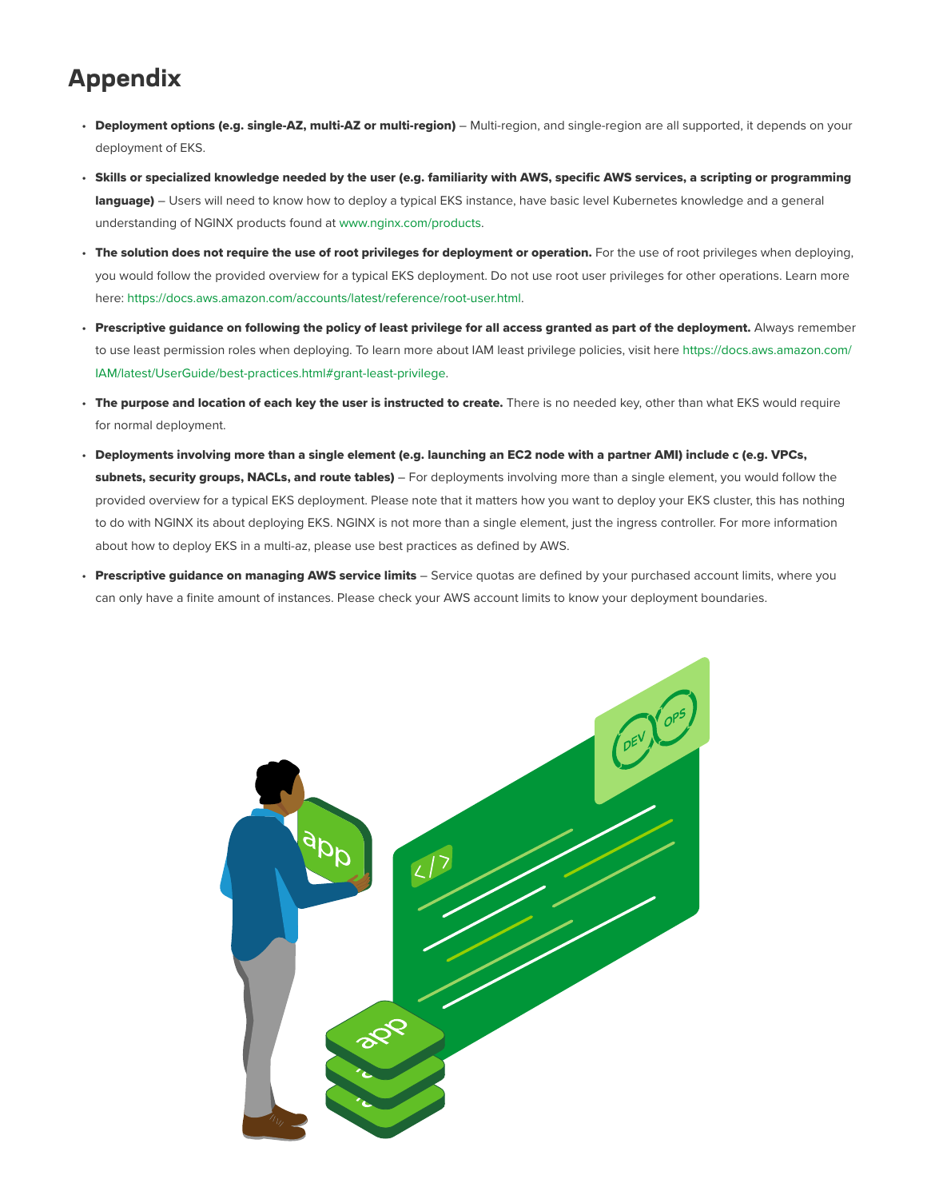# Appendix

- **Deployment options (e.g. single-AZ, multi-AZ or multi-region)** – Multi-region, and single-region are all supported, it depends on your deployment of EKS.
- **Skills or specialized knowledge needed by the user (e.g. familiarity with AWS, specific AWS services, a scripting or programming language)** – Users will need to know how to deploy a typical EKS instance, have basic level Kubernetes knowledge and a general understanding of NGINX products found at www.nginx.com/products.
- **The solution does not require the use of root privileges for deployment or operation.** For the use of root privileges when deploying, you would follow the provided overview for a typical EKS deployment. Do not use root user privileges for other operations. Learn more here: https://docs.aws.amazon.com/accounts/latest/reference/root-user.html.
- **Prescriptive guidance on following the policy of least privilege for all access granted as part of the deployment.** Always remember to use least permission roles when deploying. To learn more about IAM least privilege policies, visit here https://docs.aws.amazon.com/IAM/latest/UserGuide/best-practices.html#grant-least-privilege.
- **The purpose and location of each key the user is instructed to create.** There is no needed key, other than what EKS would require for normal deployment.
- **Deployments involving more than a single element (e.g. launching an EC2 node with a partner AMI) include c (e.g. VPCs, subnets, security groups, NACLs, and route tables)** – For deployments involving more than a single element, you would follow the provided overview for a typical EKS deployment. Please note that it matters how you want to deploy your EKS cluster, this has nothing to do with NGINX its about deploying EKS. NGINX is not more than a single element, just the ingress controller. For more information about how to deploy EKS in a multi-az, please use best practices as defined by AWS.
- **Prescriptive guidance on managing AWS service limits** – Service quotas are defined by your purchased account limits, where you can only have a finite amount of instances. Please check your AWS account limits to know your deployment boundaries.